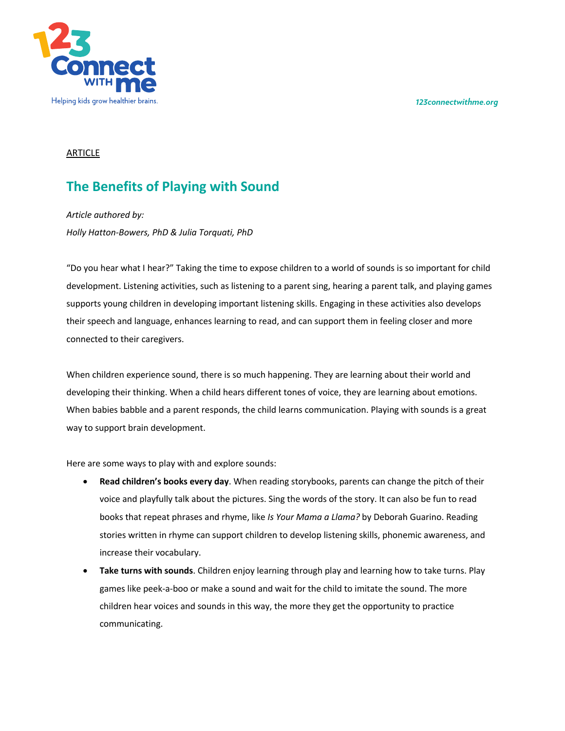123 Connect with me

Helping kids grow healthier brains.

*123connectwithme.org*

ARTICLE

# The Benefits of Playing with Sound

*Article authored by:*

*Holly Hatton-Bowers, PhD & Julia Torquati, PhD*

"Do you hear what I hear?" Taking the time to expose children to a world of sounds is so important for child development. Listening activities, such as listening to a parent sing, hearing a parent talk, and playing games supports young children in developing important listening skills. Engaging in these activities also develops their speech and language, enhances learning to read, and can support them in feeling closer and more connected to their caregivers.

When children experience sound, there is so much happening. They are learning about their world and developing their thinking. When a child hears different tones of voice, they are learning about emotions. When babies babble and a parent responds, the child learns communication. Playing with sounds is a great way to support brain development.

Here are some ways to play with and explore sounds:

- **Read children's books every day**. When reading storybooks, parents can change the pitch of their voice and playfully talk about the pictures. Sing the words of the story. It can also be fun to read books that repeat phrases and rhyme, like *Is Your Mama a Llama?* by Deborah Guarino. Reading stories written in rhyme can support children to develop listening skills, phonemic awareness, and increase their vocabulary.
- **Take turns with sounds**. Children enjoy learning through play and learning how to take turns. Play games like peek-a-boo or make a sound and wait for the child to imitate the sound. The more children hear voices and sounds in this way, the more they get the opportunity to practice communicating.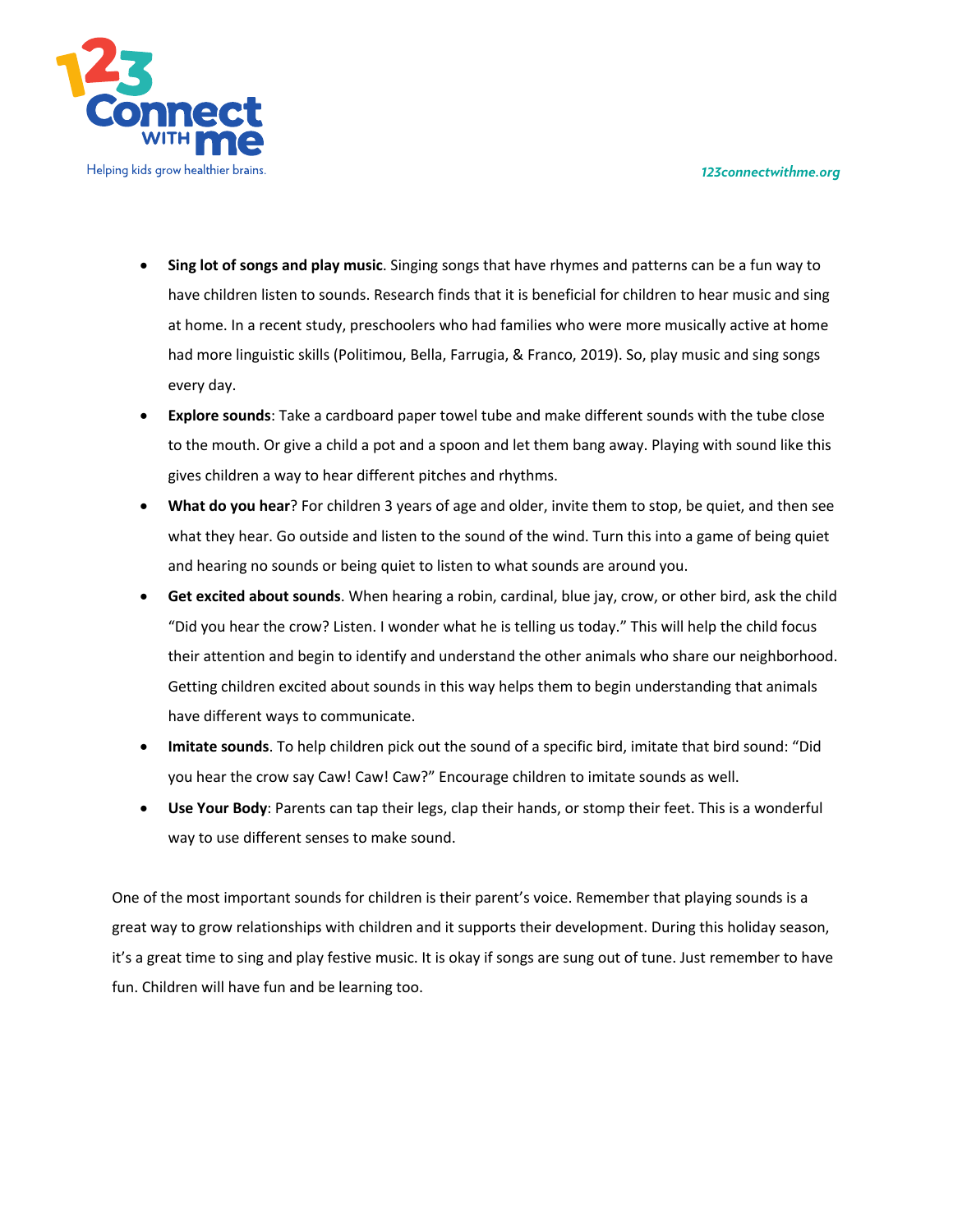- **Sing lot of songs and play music**. Singing songs that have rhymes and patterns can be a fun way to have children listen to sounds. Research finds that it is beneficial for children to hear music and sing at home. In a recent study, preschoolers who had families who were more musically active at home had more linguistic skills (Politimou, Bella, Farrugia, & Franco, 2019). So, play music and sing songs every day.
- **Explore sounds**: Take a cardboard paper towel tube and make different sounds with the tube close to the mouth. Or give a child a pot and a spoon and let them bang away. Playing with sound like this gives children a way to hear different pitches and rhythms.
- **What do you hear**? For children 3 years of age and older, invite them to stop, be quiet, and then see what they hear. Go outside and listen to the sound of the wind. Turn this into a game of being quiet and hearing no sounds or being quiet to listen to what sounds are around you.
- **Get excited about sounds**. When hearing a robin, cardinal, blue jay, crow, or other bird, ask the child "Did you hear the crow? Listen. I wonder what he is telling us today." This will help the child focus their attention and begin to identify and understand the other animals who share our neighborhood. Getting children excited about sounds in this way helps them to begin understanding that animals have different ways to communicate.
- **Imitate sounds**. To help children pick out the sound of a specific bird, imitate that bird sound: "Did you hear the crow say Caw! Caw! Caw?" Encourage children to imitate sounds as well.
- **Use Your Body**: Parents can tap their legs, clap their hands, or stomp their feet. This is a wonderful way to use different senses to make sound.

One of the most important sounds for children is their parent's voice. Remember that playing sounds is a great way to grow relationships with children and it supports their development. During this holiday season, it's a great time to sing and play festive music. It is okay if songs are sung out of tune. Just remember to have fun. Children will have fun and be learning too.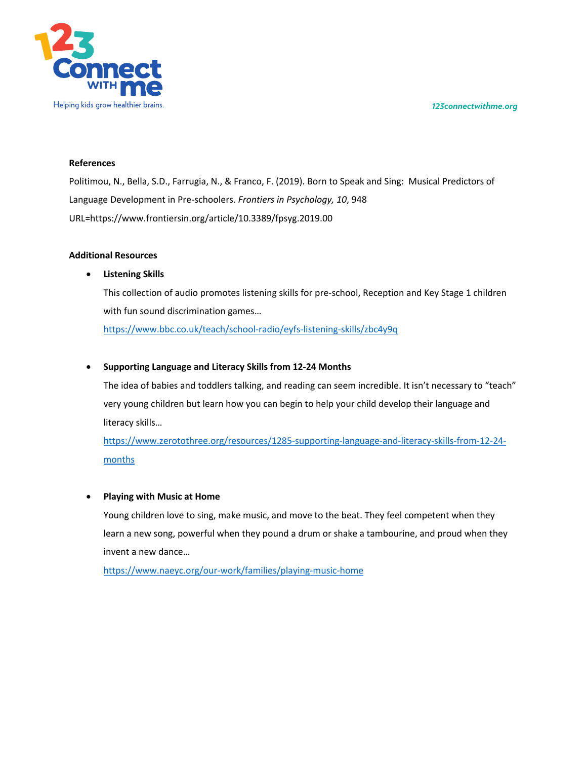**References**

Politimou, N., Bella, S.D., Farrugia, N., & Franco, F. (2019). Born to Speak and Sing: Musical Predictors of Language Development in Pre-schoolers. *Frontiers in Psychology, 10*, 948 URL=https://www.frontiersin.org/article/10.3389/fpsyg.2019.00

**Additional Resources**

- **Listening Skills**

  This collection of audio promotes listening skills for pre-school, Reception and Key Stage 1 children with fun sound discrimination games…

  https://www.bbc.co.uk/teach/school-radio/eyfs-listening-skills/zbc4y9q

- **Supporting Language and Literacy Skills from 12-24 Months**

  The idea of babies and toddlers talking, and reading can seem incredible. It isn't necessary to "teach" very young children but learn how you can begin to help your child develop their language and literacy skills…

  https://www.zerotothree.org/resources/1285-supporting-language-and-literacy-skills-from-12-24-months

- **Playing with Music at Home**

  Young children love to sing, make music, and move to the beat. They feel competent when they learn a new song, powerful when they pound a drum or shake a tambourine, and proud when they invent a new dance…

  https://www.naeyc.org/our-work/families/playing-music-home